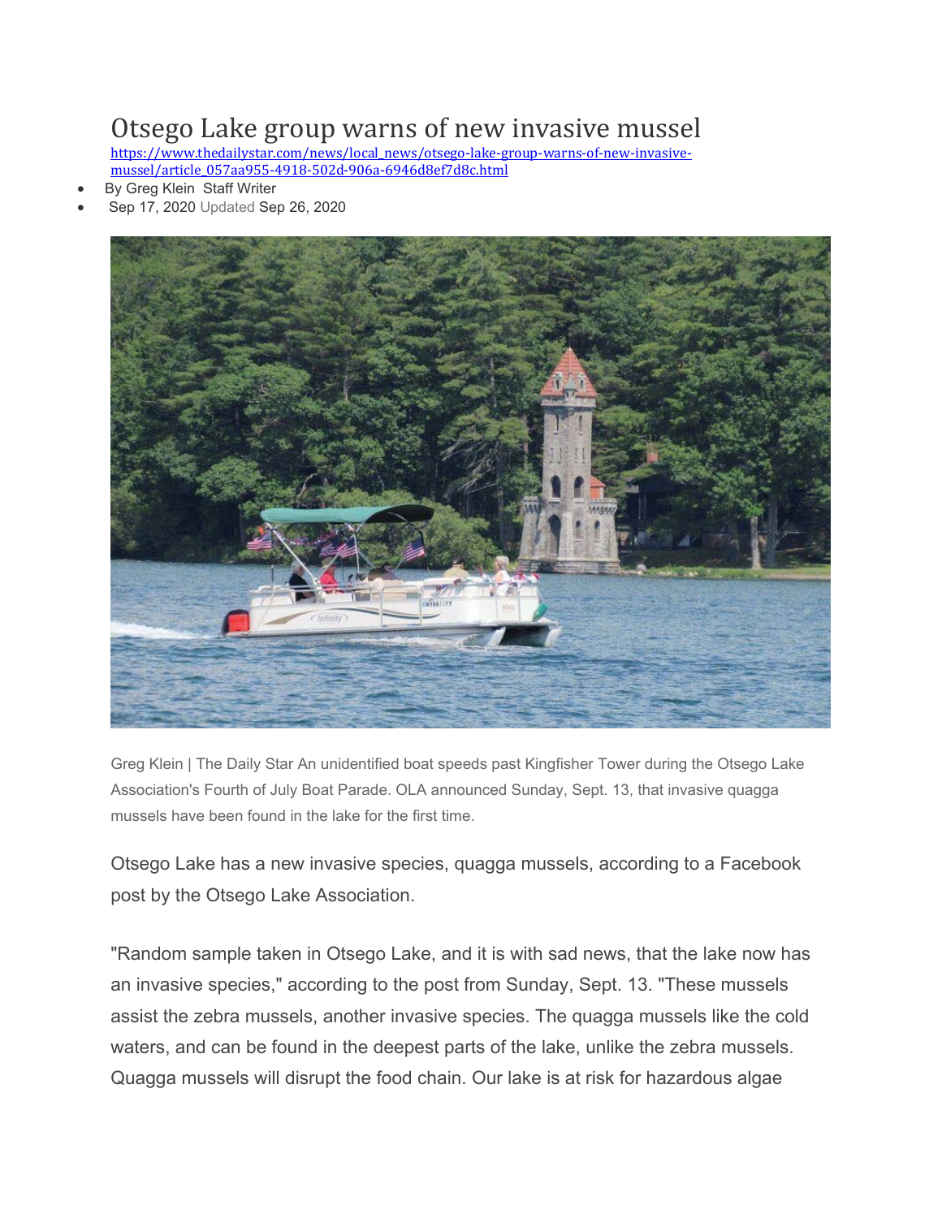# Otsego Lake group warns of new invasive mussel

https://www.thedailystar.com/news/local_news/otsego-lake-group-warns-of-new-invasive-mussel/article_057aa955-4918-502d-906a-6946d8ef7d8c.html

- By Greg Klein Staff Writer
- Sep 17, 2020 Updated Sep 26, 2020

Greg Klein | The Daily Star An unidentified boat speeds past Kingfisher Tower during the Otsego Lake Association's Fourth of July Boat Parade. OLA announced Sunday, Sept. 13, that invasive quagga mussels have been found in the lake for the first time.

Otsego Lake has a new invasive species, quagga mussels, according to a Facebook post by the Otsego Lake Association.

"Random sample taken in Otsego Lake, and it is with sad news, that the lake now has an invasive species," according to the post from Sunday, Sept. 13. "These mussels assist the zebra mussels, another invasive species. The quagga mussels like the cold waters, and can be found in the deepest parts of the lake, unlike the zebra mussels. Quagga mussels will disrupt the food chain. Our lake is at risk for hazardous algae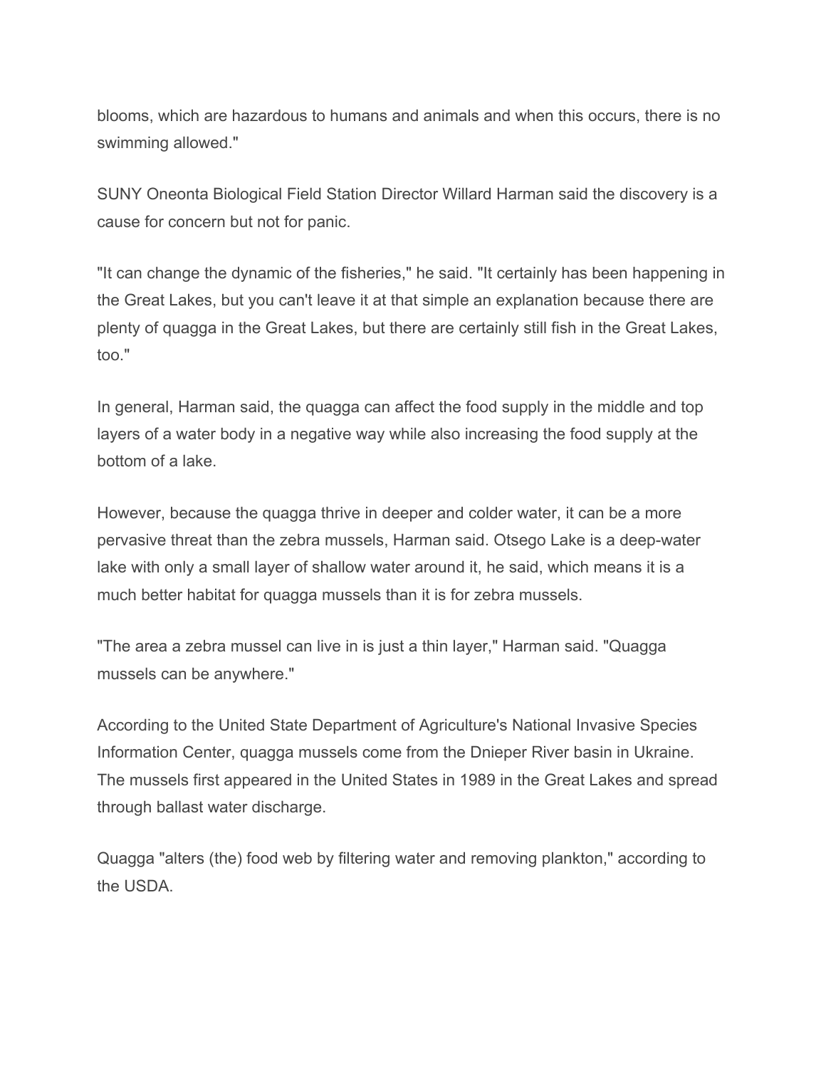blooms, which are hazardous to humans and animals and when this occurs, there is no swimming allowed."

SUNY Oneonta Biological Field Station Director Willard Harman said the discovery is a cause for concern but not for panic.

"It can change the dynamic of the fisheries," he said. "It certainly has been happening in the Great Lakes, but you can't leave it at that simple an explanation because there are plenty of quagga in the Great Lakes, but there are certainly still fish in the Great Lakes, too."

In general, Harman said, the quagga can affect the food supply in the middle and top layers of a water body in a negative way while also increasing the food supply at the bottom of a lake.

However, because the quagga thrive in deeper and colder water, it can be a more pervasive threat than the zebra mussels, Harman said. Otsego Lake is a deep-water lake with only a small layer of shallow water around it, he said, which means it is a much better habitat for quagga mussels than it is for zebra mussels.

"The area a zebra mussel can live in is just a thin layer," Harman said. "Quagga mussels can be anywhere."

According to the United State Department of Agriculture's National Invasive Species Information Center, quagga mussels come from the Dnieper River basin in Ukraine. The mussels first appeared in the United States in 1989 in the Great Lakes and spread through ballast water discharge.

Quagga "alters (the) food web by filtering water and removing plankton," according to the USDA.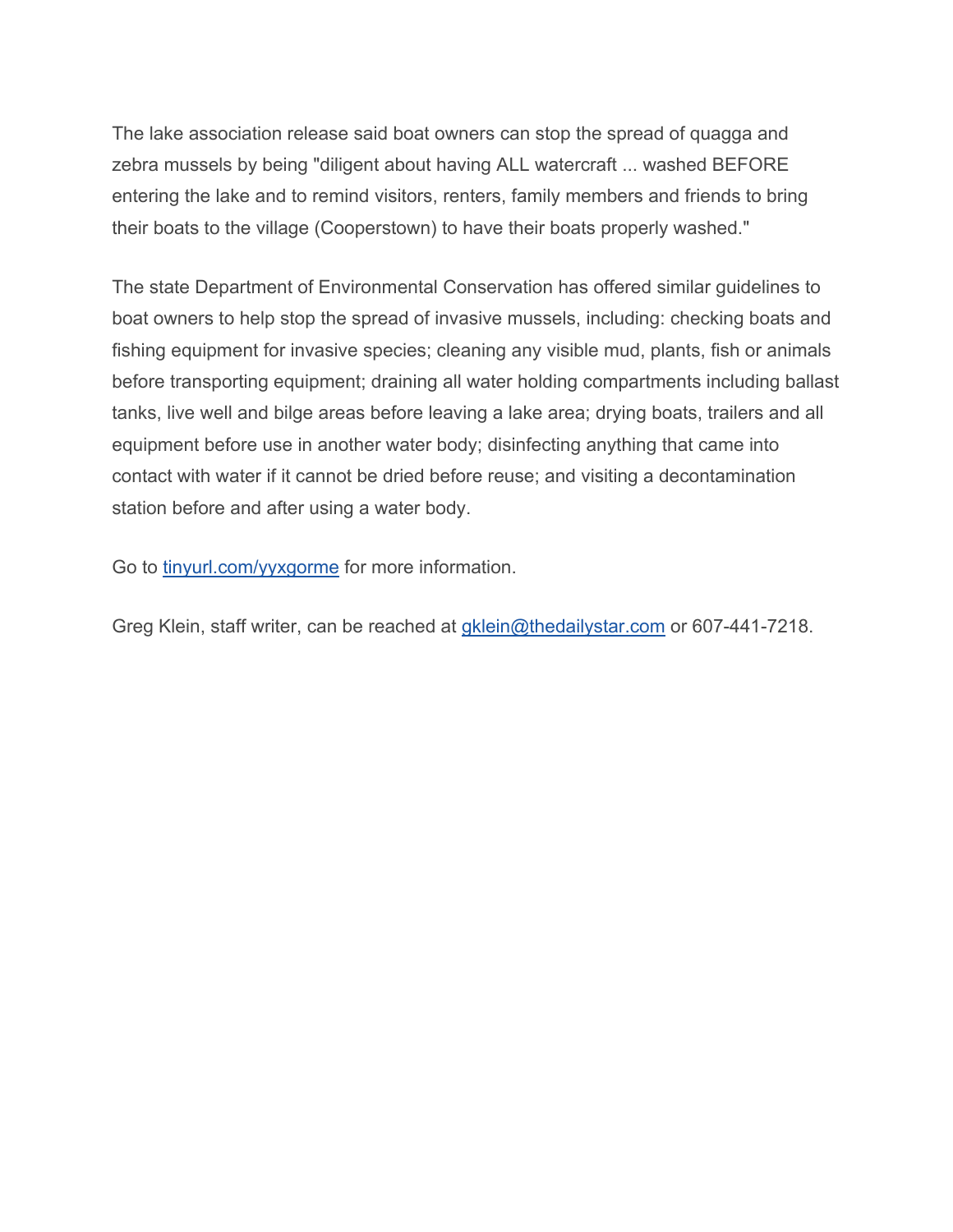The lake association release said boat owners can stop the spread of quagga and zebra mussels by being "diligent about having ALL watercraft ... washed BEFORE entering the lake and to remind visitors, renters, family members and friends to bring their boats to the village (Cooperstown) to have their boats properly washed."

The state Department of Environmental Conservation has offered similar guidelines to boat owners to help stop the spread of invasive mussels, including: checking boats and fishing equipment for invasive species; cleaning any visible mud, plants, fish or animals before transporting equipment; draining all water holding compartments including ballast tanks, live well and bilge areas before leaving a lake area; drying boats, trailers and all equipment before use in another water body; disinfecting anything that came into contact with water if it cannot be dried before reuse; and visiting a decontamination station before and after using a water body.

Go to [tinyurl.com/yyxgorme](tinyurl.com/yyxgorme) for more information.

Greg Klein, staff writer, can be reached at [gklein@thedailystar.com](mailto:gklein@thedailystar.com) or 607-441-7218.